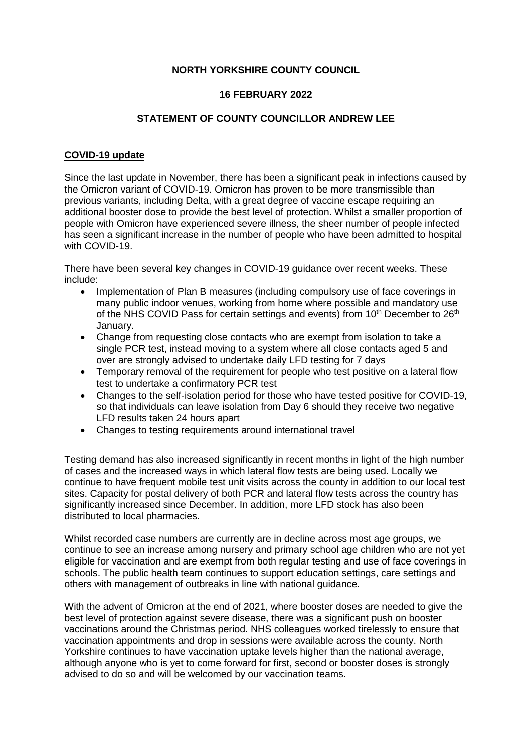**NORTH YORKSHIRE COUNTY COUNCIL**

**16 FEBRUARY 2022**

**STATEMENT OF COUNTY COUNCILLOR ANDREW LEE**

## COVID-19 update

Since the last update in November, there has been a significant peak in infections caused by the Omicron variant of COVID-19. Omicron has proven to be more transmissible than previous variants, including Delta, with a great degree of vaccine escape requiring an additional booster dose to provide the best level of protection. Whilst a smaller proportion of people with Omicron have experienced severe illness, the sheer number of people infected has seen a significant increase in the number of people who have been admitted to hospital with COVID-19.

There have been several key changes in COVID-19 guidance over recent weeks. These include:

- Implementation of Plan B measures (including compulsory use of face coverings in many public indoor venues, working from home where possible and mandatory use of the NHS COVID Pass for certain settings and events) from 10th December to 26th January.
- Change from requesting close contacts who are exempt from isolation to take a single PCR test, instead moving to a system where all close contacts aged 5 and over are strongly advised to undertake daily LFD testing for 7 days
- Temporary removal of the requirement for people who test positive on a lateral flow test to undertake a confirmatory PCR test
- Changes to the self-isolation period for those who have tested positive for COVID-19, so that individuals can leave isolation from Day 6 should they receive two negative LFD results taken 24 hours apart
- Changes to testing requirements around international travel

Testing demand has also increased significantly in recent months in light of the high number of cases and the increased ways in which lateral flow tests are being used. Locally we continue to have frequent mobile test unit visits across the county in addition to our local test sites. Capacity for postal delivery of both PCR and lateral flow tests across the country has significantly increased since December. In addition, more LFD stock has also been distributed to local pharmacies.

Whilst recorded case numbers are currently are in decline across most age groups, we continue to see an increase among nursery and primary school age children who are not yet eligible for vaccination and are exempt from both regular testing and use of face coverings in schools. The public health team continues to support education settings, care settings and others with management of outbreaks in line with national guidance.

With the advent of Omicron at the end of 2021, where booster doses are needed to give the best level of protection against severe disease, there was a significant push on booster vaccinations around the Christmas period. NHS colleagues worked tirelessly to ensure that vaccination appointments and drop in sessions were available across the county. North Yorkshire continues to have vaccination uptake levels higher than the national average, although anyone who is yet to come forward for first, second or booster doses is strongly advised to do so and will be welcomed by our vaccination teams.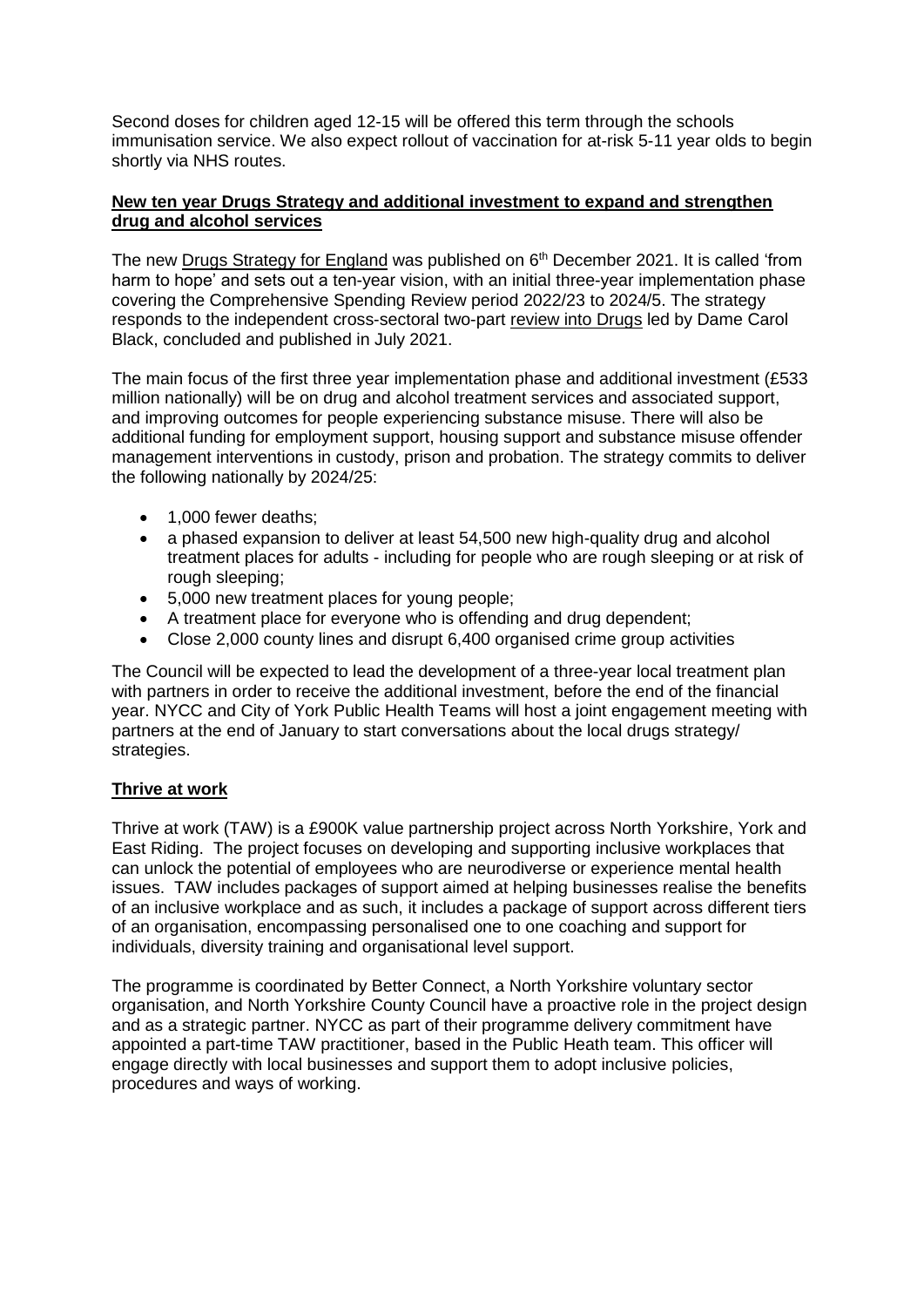Second doses for children aged 12-15 will be offered this term through the schools immunisation service. We also expect rollout of vaccination for at-risk 5-11 year olds to begin shortly via NHS routes.

**New ten year Drugs Strategy and additional investment to expand and strengthen drug and alcohol services**

The new Drugs Strategy for England was published on 6th December 2021. It is called 'from harm to hope' and sets out a ten-year vision, with an initial three-year implementation phase covering the Comprehensive Spending Review period 2022/23 to 2024/5. The strategy responds to the independent cross-sectoral two-part review into Drugs led by Dame Carol Black, concluded and published in July 2021.

The main focus of the first three year implementation phase and additional investment (£533 million nationally) will be on drug and alcohol treatment services and associated support, and improving outcomes for people experiencing substance misuse. There will also be additional funding for employment support, housing support and substance misuse offender management interventions in custody, prison and probation. The strategy commits to deliver the following nationally by 2024/25:

- 1,000 fewer deaths;
- a phased expansion to deliver at least 54,500 new high-quality drug and alcohol treatment places for adults - including for people who are rough sleeping or at risk of rough sleeping;
- 5,000 new treatment places for young people;
- A treatment place for everyone who is offending and drug dependent;
- Close 2,000 county lines and disrupt 6,400 organised crime group activities

The Council will be expected to lead the development of a three-year local treatment plan with partners in order to receive the additional investment, before the end of the financial year. NYCC and City of York Public Health Teams will host a joint engagement meeting with partners at the end of January to start conversations about the local drugs strategy/ strategies.

**Thrive at work**

Thrive at work (TAW) is a £900K value partnership project across North Yorkshire, York and East Riding. The project focuses on developing and supporting inclusive workplaces that can unlock the potential of employees who are neurodiverse or experience mental health issues. TAW includes packages of support aimed at helping businesses realise the benefits of an inclusive workplace and as such, it includes a package of support across different tiers of an organisation, encompassing personalised one to one coaching and support for individuals, diversity training and organisational level support.

The programme is coordinated by Better Connect, a North Yorkshire voluntary sector organisation, and North Yorkshire County Council have a proactive role in the project design and as a strategic partner. NYCC as part of their programme delivery commitment have appointed a part-time TAW practitioner, based in the Public Heath team. This officer will engage directly with local businesses and support them to adopt inclusive policies, procedures and ways of working.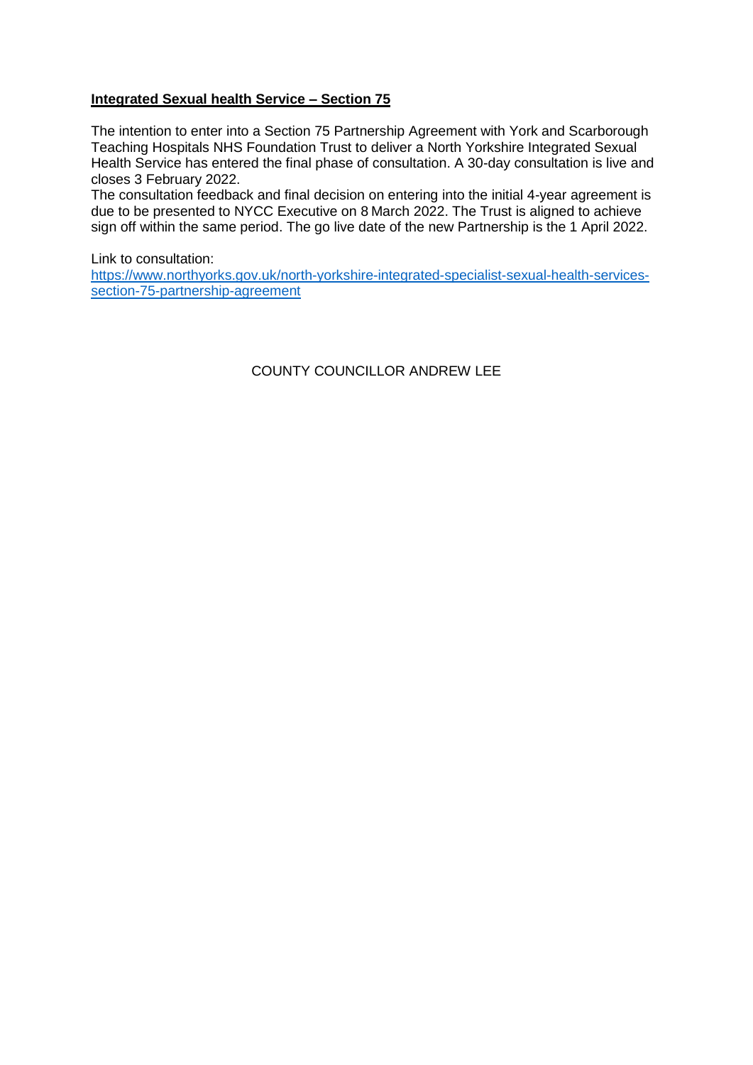**Integrated Sexual health Service – Section 75**

The intention to enter into a Section 75 Partnership Agreement with York and Scarborough Teaching Hospitals NHS Foundation Trust to deliver a North Yorkshire Integrated Sexual Health Service has entered the final phase of consultation. A 30-day consultation is live and closes 3 February 2022.

The consultation feedback and final decision on entering into the initial 4-year agreement is due to be presented to NYCC Executive on 8 March 2022. The Trust is aligned to achieve sign off within the same period. The go live date of the new Partnership is the 1 April 2022.

Link to consultation:
https://www.northyorks.gov.uk/north-yorkshire-integrated-specialist-sexual-health-services-section-75-partnership-agreement

COUNTY COUNCILLOR ANDREW LEE